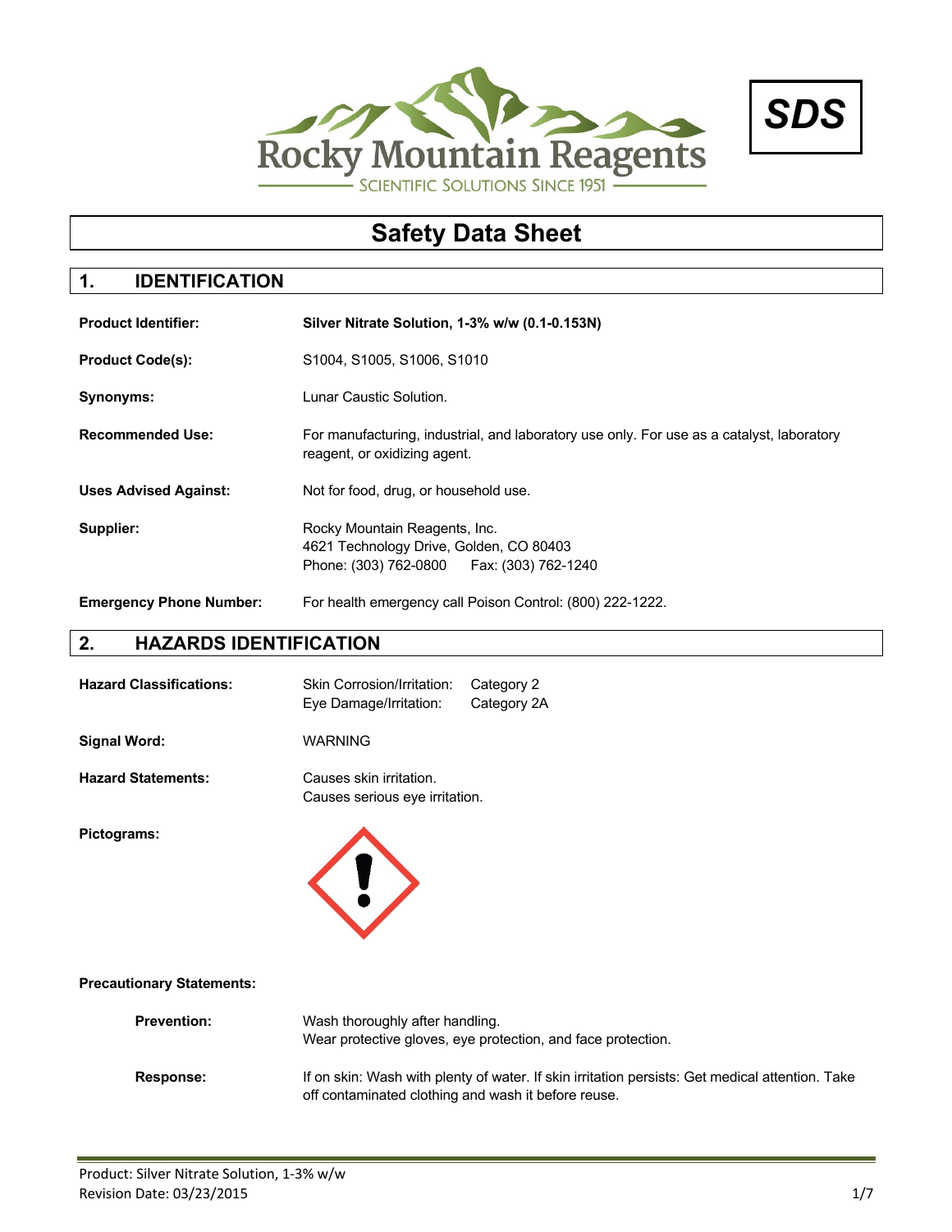Rocky Mountain Reagents

SCIENTIFIC SOLUTIONS SINCE 1951

**SDS**

# Safety Data Sheet

## 1. IDENTIFICATION

**Product Identifier:** **Silver Nitrate Solution, 1-3% w/w (0.1-0.153N)**

**Product Code(s):** S1004, S1005, S1006, S1010

**Synonyms:** Lunar Caustic Solution.

**Recommended Use:** For manufacturing, industrial, and laboratory use only. For use as a catalyst, laboratory reagent, or oxidizing agent.

**Uses Advised Against:** Not for food, drug, or household use.

**Supplier:** Rocky Mountain Reagents, Inc.
4621 Technology Drive, Golden, CO 80403
Phone: (303) 762-0800 Fax: (303) 762-1240

**Emergency Phone Number:** For health emergency call Poison Control: (800) 222-1222.

## 2. HAZARDS IDENTIFICATION

**Hazard Classifications:**
Skin Corrosion/Irritation: Category 2
Eye Damage/Irritation: Category 2A

**Signal Word:** WARNING

**Hazard Statements:**
Causes skin irritation.
Causes serious eye irritation.

**Pictograms:**

**Precautionary Statements:**

**Prevention:**
Wash thoroughly after handling.
Wear protective gloves, eye protection, and face protection.

**Response:**
If on skin: Wash with plenty of water. If skin irritation persists: Get medical attention. Take off contaminated clothing and wash it before reuse.

Product: Silver Nitrate Solution, 1-3% w/w
Revision Date: 03/23/2015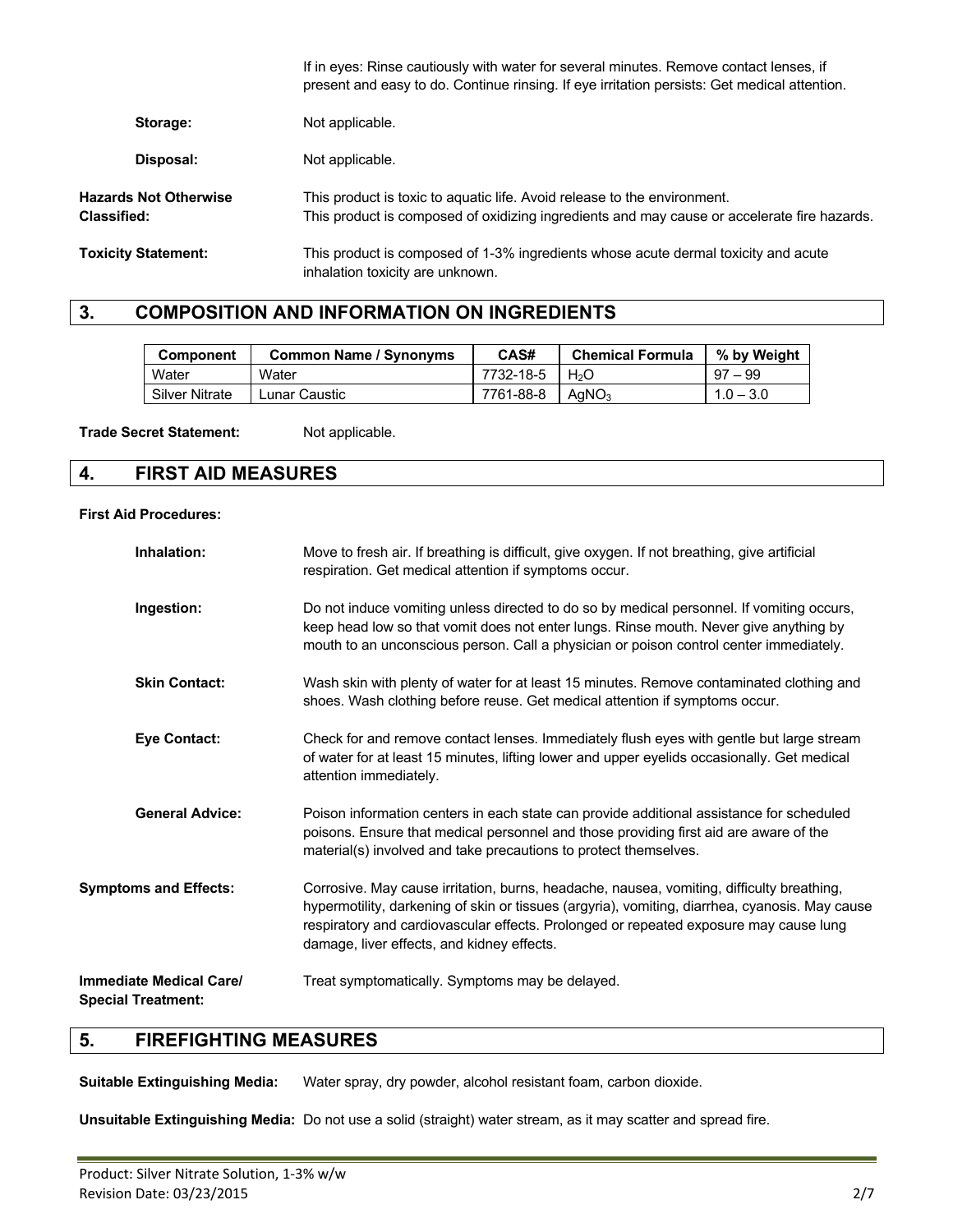If in eyes: Rinse cautiously with water for several minutes. Remove contact lenses, if present and easy to do. Continue rinsing. If eye irritation persists: Get medical attention.

**Storage:** Not applicable.

**Disposal:** Not applicable.

**Hazards Not Otherwise Classified:** This product is toxic to aquatic life. Avoid release to the environment. This product is composed of oxidizing ingredients and may cause or accelerate fire hazards.

**Toxicity Statement:** This product is composed of 1-3% ingredients whose acute dermal toxicity and acute inhalation toxicity are unknown.

## 3. COMPOSITION AND INFORMATION ON INGREDIENTS

| Component | Common Name / Synonyms | CAS# | Chemical Formula | % by Weight |
|---|---|---|---|---|
| Water | Water | 7732-18-5 | $H_2O$ | 97 – 99 |
| Silver Nitrate | Lunar Caustic | 7761-88-8 | $AgNO_3$ | 1.0 – 3.0 |

**Trade Secret Statement:** Not applicable.

## 4. FIRST AID MEASURES

**First Aid Procedures:**

**Inhalation:** Move to fresh air. If breathing is difficult, give oxygen. If not breathing, give artificial respiration. Get medical attention if symptoms occur.

**Ingestion:** Do not induce vomiting unless directed to do so by medical personnel. If vomiting occurs, keep head low so that vomit does not enter lungs. Rinse mouth. Never give anything by mouth to an unconscious person. Call a physician or poison control center immediately.

**Skin Contact:** Wash skin with plenty of water for at least 15 minutes. Remove contaminated clothing and shoes. Wash clothing before reuse. Get medical attention if symptoms occur.

**Eye Contact:** Check for and remove contact lenses. Immediately flush eyes with gentle but large stream of water for at least 15 minutes, lifting lower and upper eyelids occasionally. Get medical attention immediately.

**General Advice:** Poison information centers in each state can provide additional assistance for scheduled poisons. Ensure that medical personnel and those providing first aid are aware of the material(s) involved and take precautions to protect themselves.

**Symptoms and Effects:** Corrosive. May cause irritation, burns, headache, nausea, vomiting, difficulty breathing, hypermotility, darkening of skin or tissues (argyria), vomiting, diarrhea, cyanosis. May cause respiratory and cardiovascular effects. Prolonged or repeated exposure may cause lung damage, liver effects, and kidney effects.

**Immediate Medical Care/ Special Treatment:** Treat symptomatically. Symptoms may be delayed.

## 5. FIREFIGHTING MEASURES

**Suitable Extinguishing Media:** Water spray, dry powder, alcohol resistant foam, carbon dioxide.

**Unsuitable Extinguishing Media:** Do not use a solid (straight) water stream, as it may scatter and spread fire.

Product: Silver Nitrate Solution, 1-3% w/w
Revision Date: 03/23/2015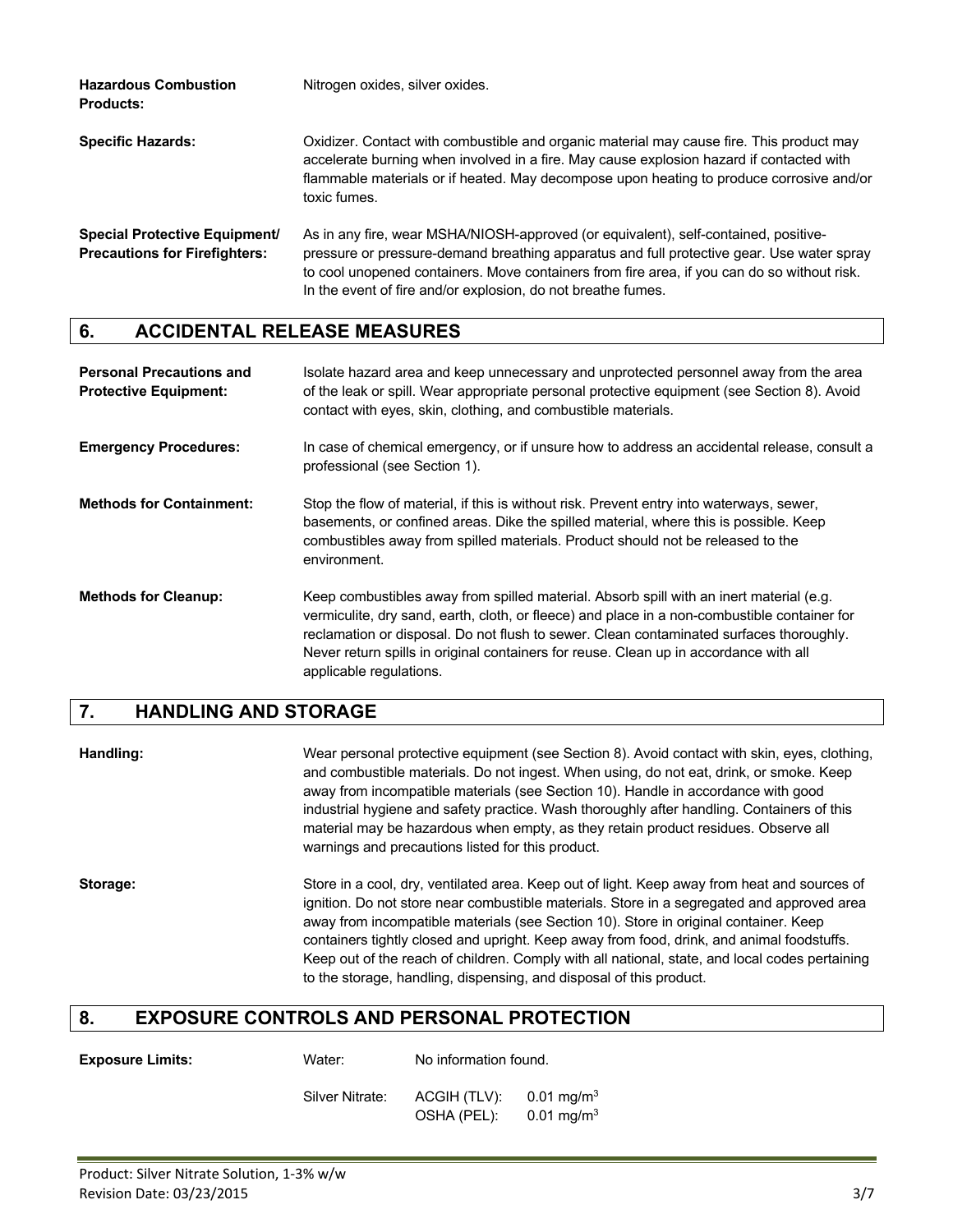**Hazardous Combustion Products:** Nitrogen oxides, silver oxides.

**Specific Hazards:** Oxidizer. Contact with combustible and organic material may cause fire. This product may accelerate burning when involved in a fire. May cause explosion hazard if contacted with flammable materials or if heated. May decompose upon heating to produce corrosive and/or toxic fumes.

**Special Protective Equipment/ Precautions for Firefighters:** As in any fire, wear MSHA/NIOSH-approved (or equivalent), self-contained, positive-pressure or pressure-demand breathing apparatus and full protective gear. Use water spray to cool unopened containers. Move containers from fire area, if you can do so without risk. In the event of fire and/or explosion, do not breathe fumes.

## 6. ACCIDENTAL RELEASE MEASURES

**Personal Precautions and Protective Equipment:** Isolate hazard area and keep unnecessary and unprotected personnel away from the area of the leak or spill. Wear appropriate personal protective equipment (see Section 8). Avoid contact with eyes, skin, clothing, and combustible materials.

**Emergency Procedures:** In case of chemical emergency, or if unsure how to address an accidental release, consult a professional (see Section 1).

**Methods for Containment:** Stop the flow of material, if this is without risk. Prevent entry into waterways, sewer, basements, or confined areas. Dike the spilled material, where this is possible. Keep combustibles away from spilled materials. Product should not be released to the environment.

**Methods for Cleanup:** Keep combustibles away from spilled material. Absorb spill with an inert material (e.g. vermiculite, dry sand, earth, cloth, or fleece) and place in a non-combustible container for reclamation or disposal. Do not flush to sewer. Clean contaminated surfaces thoroughly. Never return spills in original containers for reuse. Clean up in accordance with all applicable regulations.

## 7. HANDLING AND STORAGE

**Handling:** Wear personal protective equipment (see Section 8). Avoid contact with skin, eyes, clothing, and combustible materials. Do not ingest. When using, do not eat, drink, or smoke. Keep away from incompatible materials (see Section 10). Handle in accordance with good industrial hygiene and safety practice. Wash thoroughly after handling. Containers of this material may be hazardous when empty, as they retain product residues. Observe all warnings and precautions listed for this product.

**Storage:** Store in a cool, dry, ventilated area. Keep out of light. Keep away from heat and sources of ignition. Do not store near combustible materials. Store in a segregated and approved area away from incompatible materials (see Section 10). Store in original container. Keep containers tightly closed and upright. Keep away from food, drink, and animal foodstuffs. Keep out of the reach of children. Comply with all national, state, and local codes pertaining to the storage, handling, dispensing, and disposal of this product.

## 8. EXPOSURE CONTROLS AND PERSONAL PROTECTION

**Exposure Limits:**

| | | |
|---|---|---|
| Water: | No information found. | |
| Silver Nitrate: | ACGIH (TLV): | 0.01 mg/m$^3$ |
| | OSHA (PEL): | 0.01 mg/m$^3$ |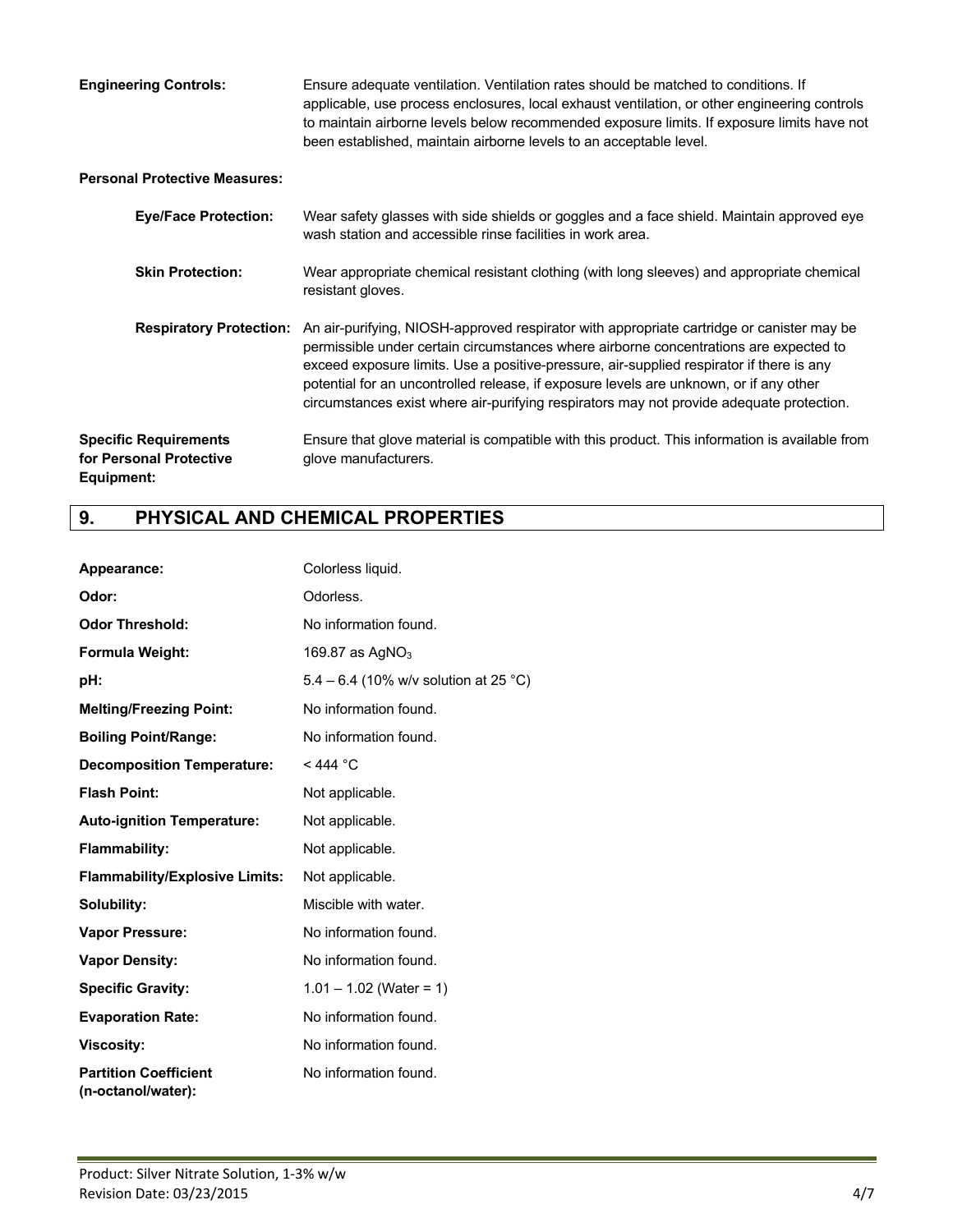**Engineering Controls:** Ensure adequate ventilation. Ventilation rates should be matched to conditions. If applicable, use process enclosures, local exhaust ventilation, or other engineering controls to maintain airborne levels below recommended exposure limits. If exposure limits have not been established, maintain airborne levels to an acceptable level.

**Personal Protective Measures:**

**Eye/Face Protection:** Wear safety glasses with side shields or goggles and a face shield. Maintain approved eye wash station and accessible rinse facilities in work area.

**Skin Protection:** Wear appropriate chemical resistant clothing (with long sleeves) and appropriate chemical resistant gloves.

**Respiratory Protection:** An air-purifying, NIOSH-approved respirator with appropriate cartridge or canister may be permissible under certain circumstances where airborne concentrations are expected to exceed exposure limits. Use a positive-pressure, air-supplied respirator if there is any potential for an uncontrolled release, if exposure levels are unknown, or if any other circumstances exist where air-purifying respirators may not provide adequate protection.

**Specific Requirements for Personal Protective Equipment:** Ensure that glove material is compatible with this product. This information is available from glove manufacturers.

## 9. PHYSICAL AND CHEMICAL PROPERTIES

| | |
|---|---|
| **Appearance:** | Colorless liquid. |
| **Odor:** | Odorless. |
| **Odor Threshold:** | No information found. |
| **Formula Weight:** | 169.87 as $AgNO_3$ |
| **pH:** | 5.4 – 6.4 (10% w/v solution at 25 °C) |
| **Melting/Freezing Point:** | No information found. |
| **Boiling Point/Range:** | No information found. |
| **Decomposition Temperature:** | < 444 °C |
| **Flash Point:** | Not applicable. |
| **Auto-ignition Temperature:** | Not applicable. |
| **Flammability:** | Not applicable. |
| **Flammability/Explosive Limits:** | Not applicable. |
| **Solubility:** | Miscible with water. |
| **Vapor Pressure:** | No information found. |
| **Vapor Density:** | No information found. |
| **Specific Gravity:** | 1.01 – 1.02 (Water = 1) |
| **Evaporation Rate:** | No information found. |
| **Viscosity:** | No information found. |
| **Partition Coefficient (n-octanol/water):** | No information found. |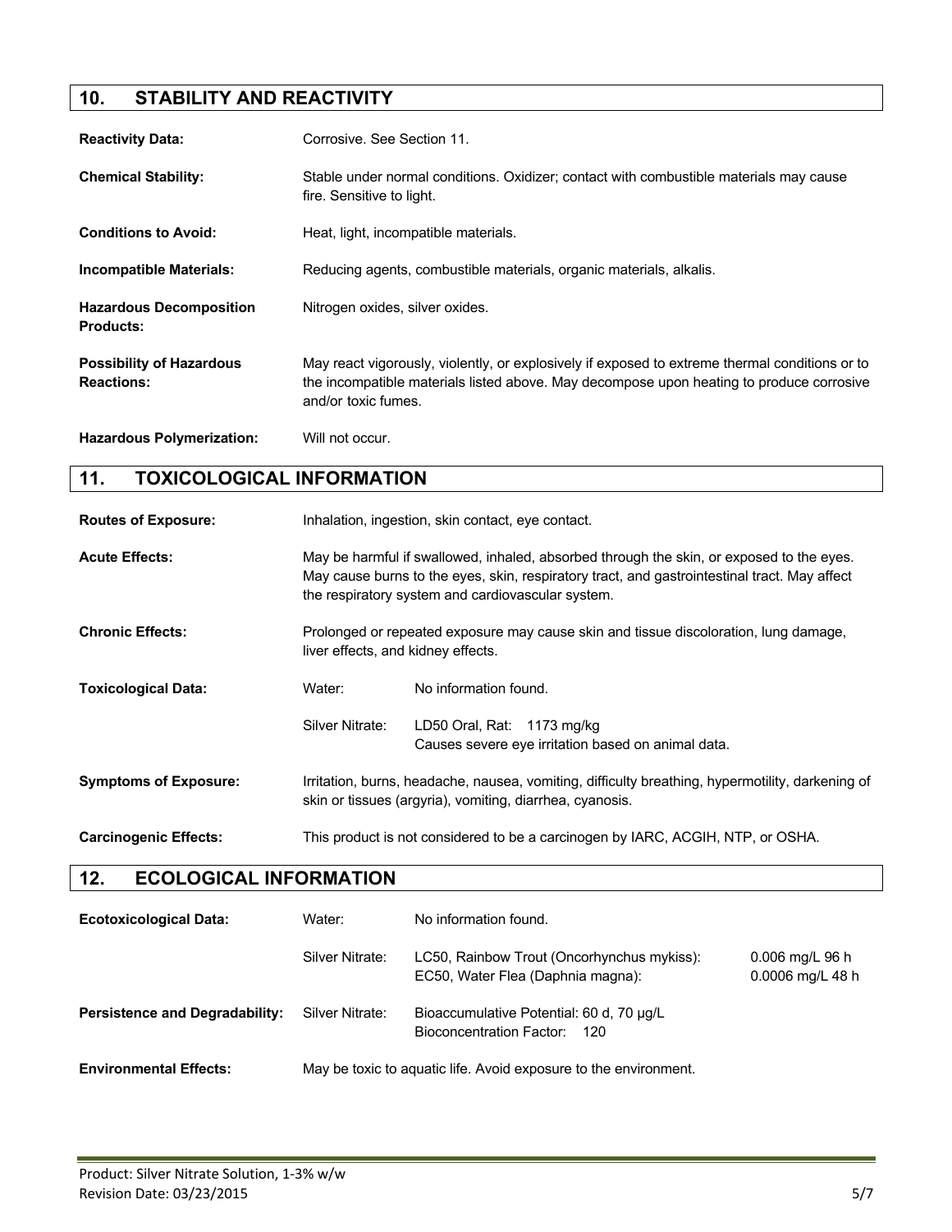## 10. STABILITY AND REACTIVITY

**Reactivity Data:** Corrosive. See Section 11.

**Chemical Stability:** Stable under normal conditions. Oxidizer; contact with combustible materials may cause fire. Sensitive to light.

**Conditions to Avoid:** Heat, light, incompatible materials.

**Incompatible Materials:** Reducing agents, combustible materials, organic materials, alkalis.

**Hazardous Decomposition Products:** Nitrogen oxides, silver oxides.

**Possibility of Hazardous Reactions:** May react vigorously, violently, or explosively if exposed to extreme thermal conditions or to the incompatible materials listed above. May decompose upon heating to produce corrosive and/or toxic fumes.

**Hazardous Polymerization:** Will not occur.

## 11. TOXICOLOGICAL INFORMATION

**Routes of Exposure:** Inhalation, ingestion, skin contact, eye contact.

**Acute Effects:** May be harmful if swallowed, inhaled, absorbed through the skin, or exposed to the eyes. May cause burns to the eyes, skin, respiratory tract, and gastrointestinal tract. May affect the respiratory system and cardiovascular system.

**Chronic Effects:** Prolonged or repeated exposure may cause skin and tissue discoloration, lung damage, liver effects, and kidney effects.

**Toxicological Data:**

| | |
|---|---|
| Water: | No information found. |
| Silver Nitrate: | LD50 Oral, Rat: 1173 mg/kg<br>Causes severe eye irritation based on animal data. |

**Symptoms of Exposure:** Irritation, burns, headache, nausea, vomiting, difficulty breathing, hypermotility, darkening of skin or tissues (argyria), vomiting, diarrhea, cyanosis.

**Carcinogenic Effects:** This product is not considered to be a carcinogen by IARC, ACGIH, NTP, or OSHA.

## 12. ECOLOGICAL INFORMATION

**Ecotoxicological Data:**

| | | |
|---|---|---|
| Water: | No information found. | |
| Silver Nitrate: | LC50, Rainbow Trout (Oncorhynchus mykiss):<br>EC50, Water Flea (Daphnia magna): | 0.006 mg/L 96 h<br>0.0006 mg/L 48 h |

**Persistence and Degradability:**

| | |
|---|---|
| Silver Nitrate: | Bioaccumulative Potential: 60 d, 70 µg/L<br>Bioconcentration Factor: 120 |

**Environmental Effects:** May be toxic to aquatic life. Avoid exposure to the environment.

Product: Silver Nitrate Solution, 1-3% w/w
Revision Date: 03/23/2015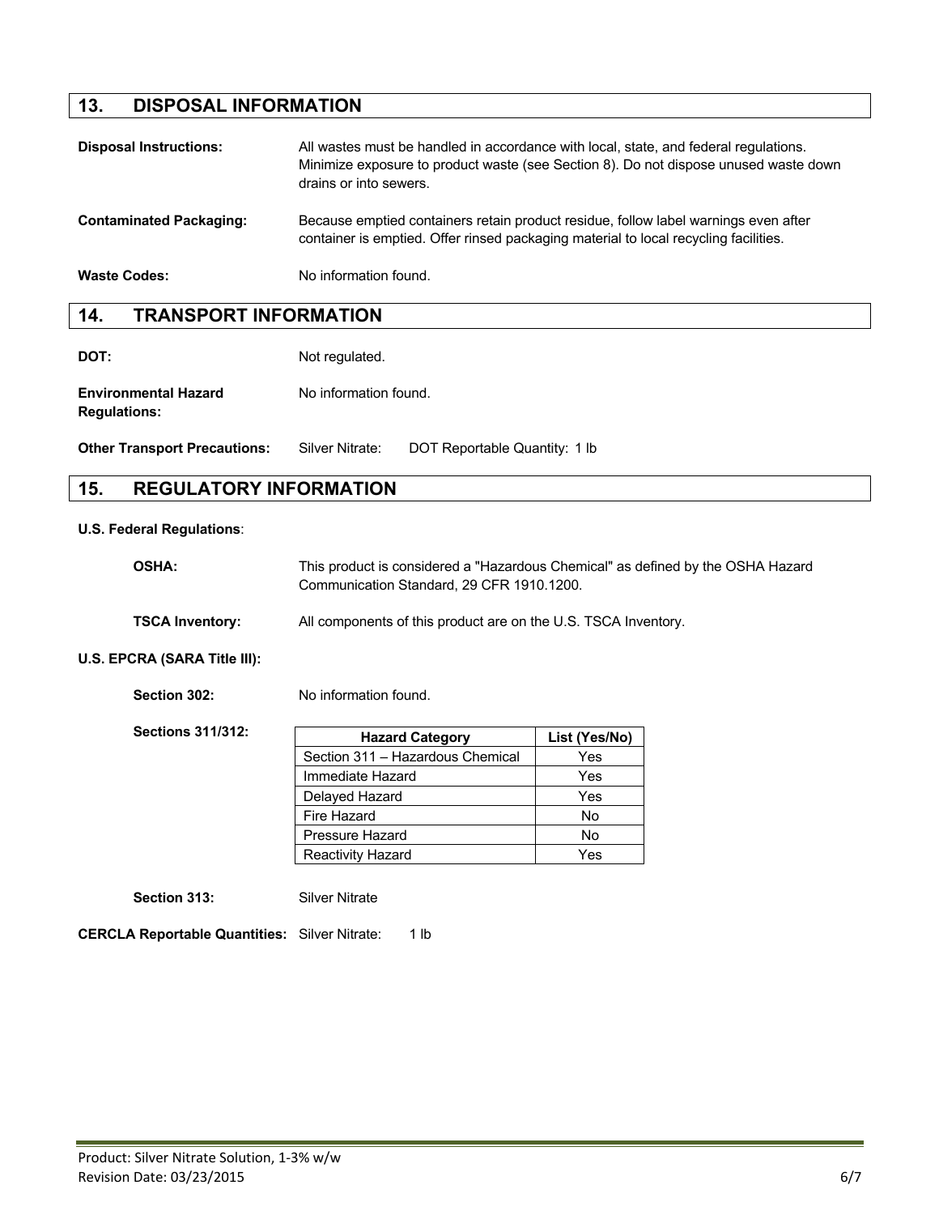## 13. DISPOSAL INFORMATION

**Disposal Instructions:** All wastes must be handled in accordance with local, state, and federal regulations. Minimize exposure to product waste (see Section 8). Do not dispose unused waste down drains or into sewers.

**Contaminated Packaging:** Because emptied containers retain product residue, follow label warnings even after container is emptied. Offer rinsed packaging material to local recycling facilities.

**Waste Codes:** No information found.

## 14. TRANSPORT INFORMATION

**DOT:** Not regulated.

**Environmental Hazard Regulations:** No information found.

**Other Transport Precautions:** Silver Nitrate: DOT Reportable Quantity: 1 lb

## 15. REGULATORY INFORMATION

**U.S. Federal Regulations**:

**OSHA:** This product is considered a "Hazardous Chemical" as defined by the OSHA Hazard Communication Standard, 29 CFR 1910.1200.

**TSCA Inventory:** All components of this product are on the U.S. TSCA Inventory.

**U.S. EPCRA (SARA Title III):**

**Section 302:** No information found.

**Sections 311/312:**

| Hazard Category | List (Yes/No) |
|---|---|
| Section 311 – Hazardous Chemical | Yes |
| Immediate Hazard | Yes |
| Delayed Hazard | Yes |
| Fire Hazard | No |
| Pressure Hazard | No |
| Reactivity Hazard | Yes |

**Section 313:** Silver Nitrate

**CERCLA Reportable Quantities:** Silver Nitrate: 1 lb

Product: Silver Nitrate Solution, 1-3% w/w
Revision Date: 03/23/2015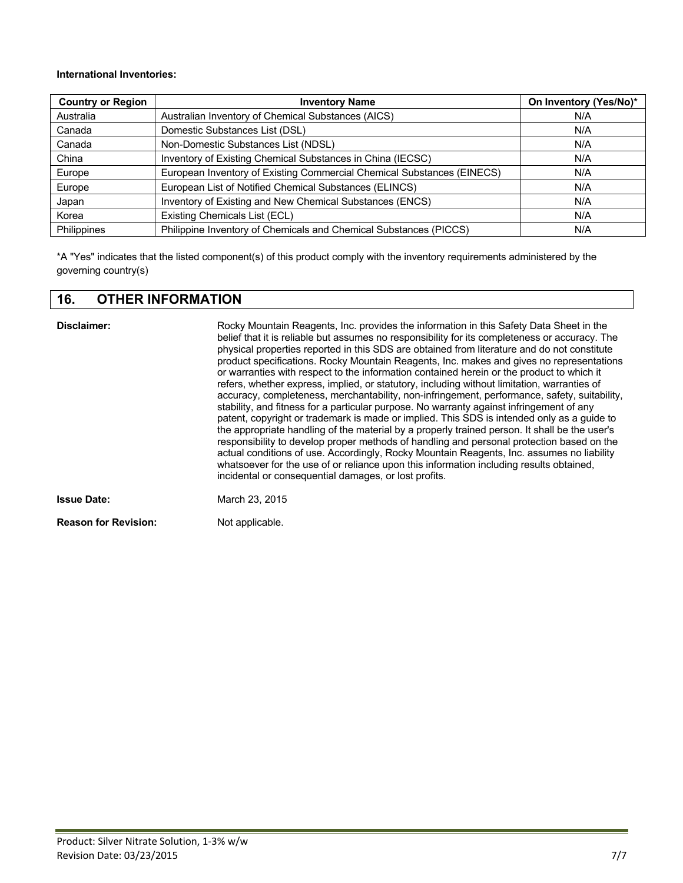**International Inventories:**

| Country or Region | Inventory Name | On Inventory (Yes/No)* |
|---|---|---|
| Australia | Australian Inventory of Chemical Substances (AICS) | N/A |
| Canada | Domestic Substances List (DSL) | N/A |
| Canada | Non-Domestic Substances List (NDSL) | N/A |
| China | Inventory of Existing Chemical Substances in China (IECSC) | N/A |
| Europe | European Inventory of Existing Commercial Chemical Substances (EINECS) | N/A |
| Europe | European List of Notified Chemical Substances (ELINCS) | N/A |
| Japan | Inventory of Existing and New Chemical Substances (ENCS) | N/A |
| Korea | Existing Chemicals List (ECL) | N/A |
| Philippines | Philippine Inventory of Chemicals and Chemical Substances (PICCS) | N/A |

*A "Yes" indicates that the listed component(s) of this product comply with the inventory requirements administered by the governing country(s)

## 16. OTHER INFORMATION

**Disclaimer:** Rocky Mountain Reagents, Inc. provides the information in this Safety Data Sheet in the belief that it is reliable but assumes no responsibility for its completeness or accuracy. The physical properties reported in this SDS are obtained from literature and do not constitute product specifications. Rocky Mountain Reagents, Inc. makes and gives no representations or warranties with respect to the information contained herein or the product to which it refers, whether express, implied, or statutory, including without limitation, warranties of accuracy, completeness, merchantability, non-infringement, performance, safety, suitability, stability, and fitness for a particular purpose. No warranty against infringement of any patent, copyright or trademark is made or implied. This SDS is intended only as a guide to the appropriate handling of the material by a properly trained person. It shall be the user's responsibility to develop proper methods of handling and personal protection based on the actual conditions of use. Accordingly, Rocky Mountain Reagents, Inc. assumes no liability whatsoever for the use of or reliance upon this information including results obtained, incidental or consequential damages, or lost profits.

**Issue Date:** March 23, 2015

**Reason for Revision:** Not applicable.